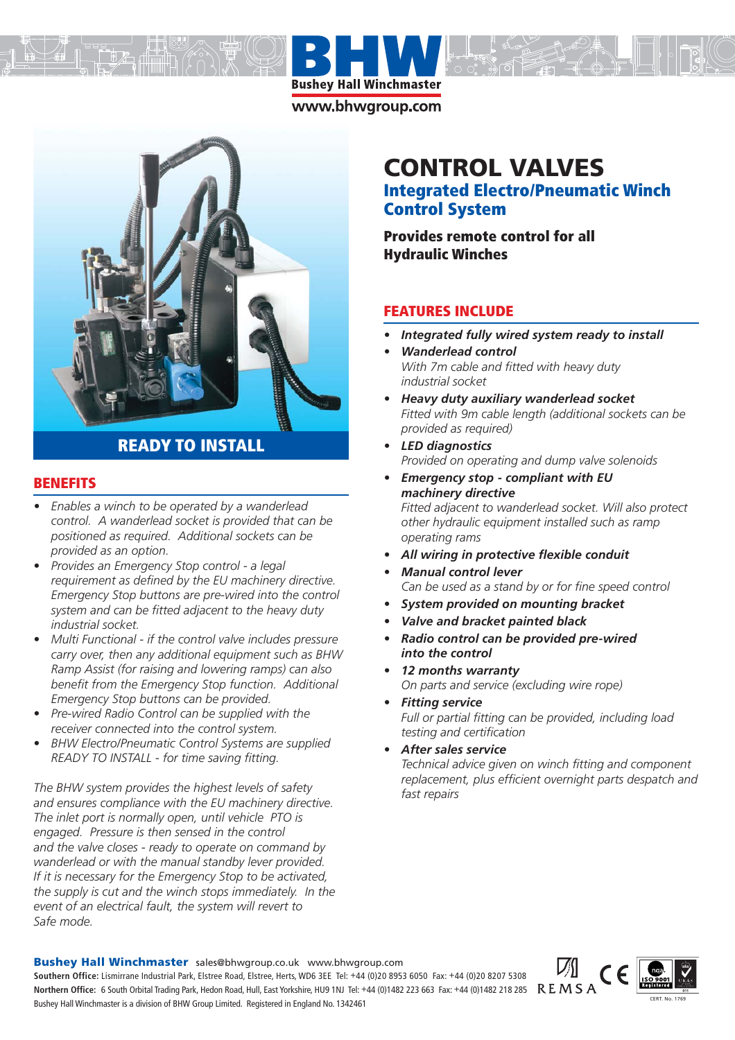# BHW

**Bushey Hall Winchmaster**

www.bhwgroup.com

**READY TO INSTALL**

## BENEFITS

- *Enables a winch to be operated by a wanderlead control. A wanderlead socket is provided that can be positioned as required. Additional sockets can be provided as an option.*
- *Provides an Emergency Stop control - a legal requirement as defined by the EU machinery directive. Emergency Stop buttons are pre-wired into the control system and can be fitted adjacent to the heavy duty industrial socket.*
- *Multi Functional - if the control valve includes pressure carry over, then any additional equipment such as BHW Ramp Assist (for raising and lowering ramps) can also benefit from the Emergency Stop function. Additional Emergency Stop buttons can be provided.*
- *Pre-wired Radio Control can be supplied with the receiver connected into the control system.*
- *BHW Electro/Pneumatic Control Systems are supplied READY TO INSTALL - for time saving fitting.*

*The BHW system provides the highest levels of safety and ensures compliance with the EU machinery directive. The inlet port is normally open, until vehicle PTO is engaged. Pressure is then sensed in the control and the valve closes - ready to operate on command by wanderlead or with the manual standby lever provided. If it is necessary for the Emergency Stop to be activated, the supply is cut and the winch stops immediately. In the event of an electrical fault, the system will revert to Safe mode.*

# CONTROL VALVES

## Integrated Electro/Pneumatic Winch Control System

**Provides remote control for all Hydraulic Winches**

## FEATURES INCLUDE

- ***Integrated fully wired system ready to install***
- ***Wanderlead control***
  *With 7m cable and fitted with heavy duty industrial socket*
- ***Heavy duty auxiliary wanderlead socket***
  *Fitted with 9m cable length (additional sockets can be provided as required)*
- ***LED diagnostics***
  *Provided on operating and dump valve solenoids*
- ***Emergency stop - compliant with EU machinery directive***
  *Fitted adjacent to wanderlead socket. Will also protect other hydraulic equipment installed such as ramp operating rams*
- ***All wiring in protective flexible conduit***
- ***Manual control lever***
  *Can be used as a stand by or for fine speed control*
- ***System provided on mounting bracket***
- ***Valve and bracket painted black***
- ***Radio control can be provided pre-wired into the control***
- ***12 months warranty***
  *On parts and service (excluding wire rope)*
- ***Fitting service***
  *Full or partial fitting can be provided, including load testing and certification*
- ***After sales service***
  *Technical advice given on winch fitting and component replacement, plus efficient overnight parts despatch and fast repairs*

**Bushey Hall Winchmaster** sales@bhwgroup.co.uk www.bhwgroup.com

**Southern Office:** Lismirrane Industrial Park, Elstree Road, Elstree, Herts, WD6 3EE Tel: +44 (0)20 8953 6050 Fax: +44 (0)20 8207 5308

**Northern Office:** 6 South Orbital Trading Park, Hedon Road, Hull, East Yorkshire, HU9 1NJ Tel: +44 (0)1482 223 663 Fax: +44 (0)1482 218 285

Bushey Hall Winchmaster is a division of BHW Group Limited. Registered in England No. 1342461

REMSA CE ISO 9001 Registered CERT. No. 1769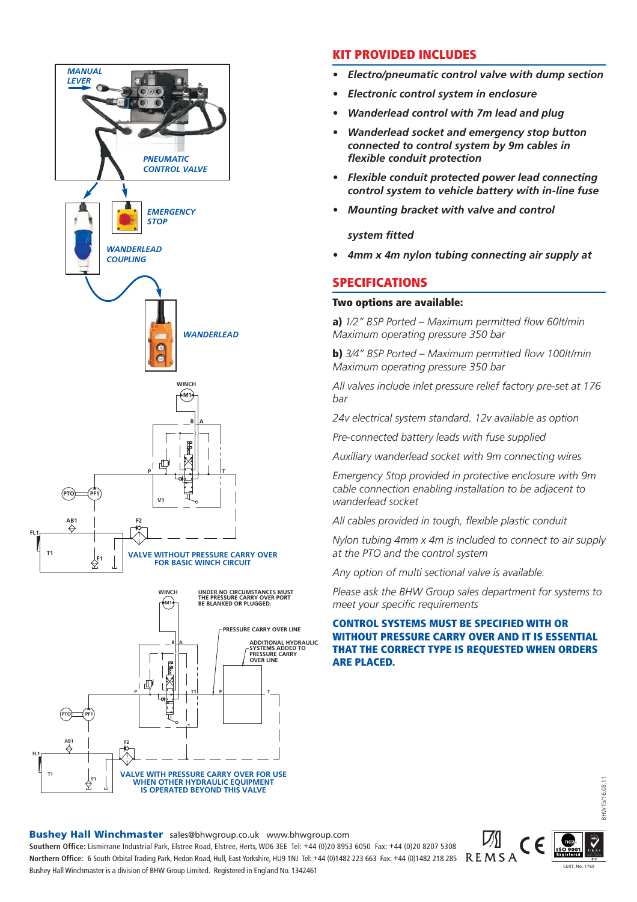MANUAL LEVER

PNEUMATIC CONTROL VALVE

EMERGENCY STOP

WANDERLEAD COUPLING

WANDERLEAD

WINCH

M1

B A

P T

V1

PTO PF1

AB1 F2

FL1

T1 F1

VALVE WITHOUT PRESSURE CARRY OVER FOR BASIC WINCH CIRCUIT

WINCH

M1

UNDER NO CIRCUMSTANCES MUST THE PRESSURE CARRY OVER PORT BE BLANKED OR PLUGGED.

PRESSURE CARRY OVER LINE

ADDITIONAL HYDRAULIC SYSTEMS ADDED TO PRESSURE CARRY OVER LINE

B A

P T1 P T

T

PTO PF1

AB1 F2

FL1

T1 F1

VALVE WITH PRESSURE CARRY OVER FOR USE WHEN OTHER HYDRAULIC EQUIPMENT IS OPERATED BEYOND THIS VALVE

## KIT PROVIDED INCLUDES

- *Electro/pneumatic control valve with dump section*
- *Electronic control system in enclosure*
- *Wanderlead control with 7m lead and plug*
- *Wanderlead socket and emergency stop button connected to control system by 9m cables in flexible conduit protection*
- *Flexible conduit protected power lead connecting control system to vehicle battery with in-line fuse*
- *Mounting bracket with valve and control*

  *system fitted*
- *4mm x 4m nylon tubing connecting air supply at*

## SPECIFICATIONS

**Two options are available:**

**a)** *1/2" BSP Ported – Maximum permitted flow 60lt/min Maximum operating pressure 350 bar*

**b)** *3/4" BSP Ported – Maximum permitted flow 100lt/min Maximum operating pressure 350 bar*

*All valves include inlet pressure relief factory pre-set at 176 bar*

*24v electrical system standard. 12v available as option*

*Pre-connected battery leads with fuse supplied*

*Auxiliary wanderlead socket with 9m connecting wires*

*Emergency Stop provided in protective enclosure with 9m cable connection enabling installation to be adjacent to wanderlead socket*

*All cables provided in tough, flexible plastic conduit*

*Nylon tubing 4mm x 4m is included to connect to air supply at the PTO and the control system*

*Any option of multi sectional valve is available.*

*Please ask the BHW Group sales department for systems to meet your specific requirements*

**CONTROL SYSTEMS MUST BE SPECIFIED WITH OR WITHOUT PRESSURE CARRY OVER AND IT IS ESSENTIAL THAT THE CORRECT TYPE IS REQUESTED WHEN ORDERS ARE PLACED.**

BHW15/16.08.11

**Bushey Hall Winchmaster** sales@bhwgroup.co.uk www.bhwgroup.com

**Southern Office:** Lismirrane Industrial Park, Elstree Road, Elstree, Herts, WD6 3EE Tel: +44 (0)20 8953 6050 Fax: +44 (0)20 8207 5308

**Northern Office:** 6 South Orbital Trading Park, Hedon Road, Hull, East Yorkshire, HU9 1NJ Tel: +44 (0)1482 223 663 Fax: +44 (0)1482 218 285

Bushey Hall Winchmaster is a division of BHW Group Limited. Registered in England No. 1342461

REMSA

ISO 9001 Registered

CERT. No. 1769